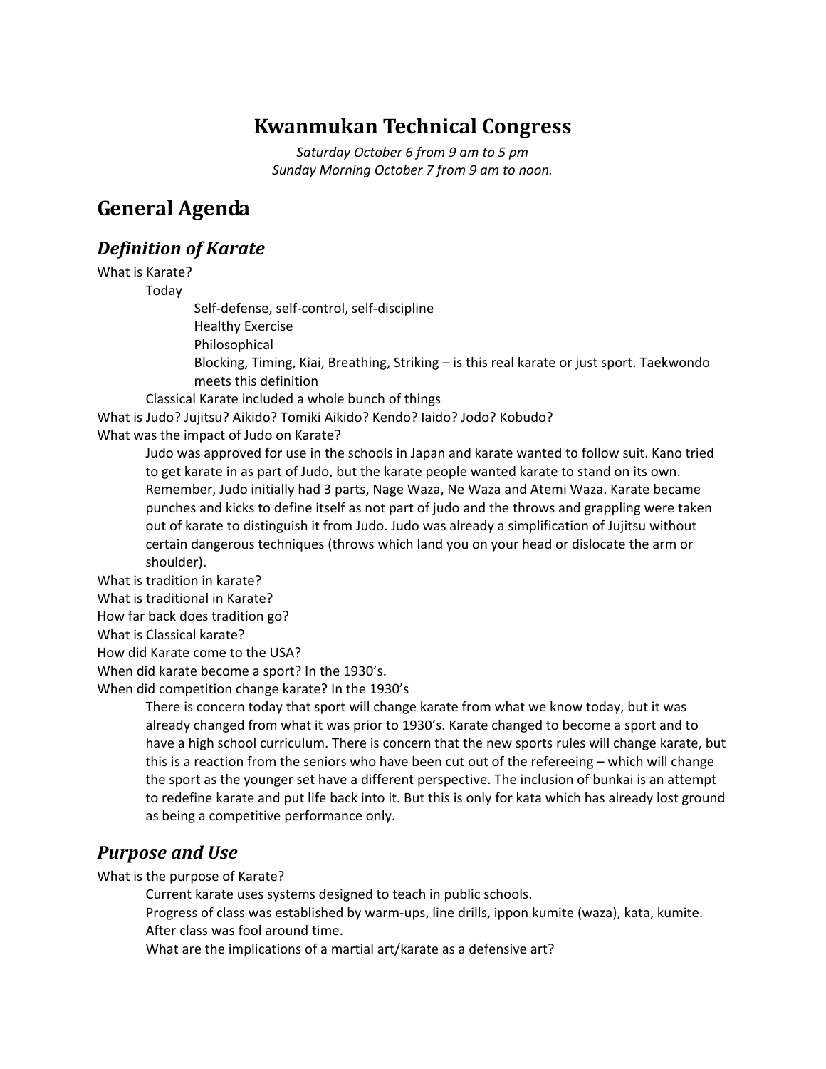# Kwanmukan Technical Congress

*Saturday October 6 from 9 am to 5 pm*
*Sunday Morning October 7 from 9 am to noon.*

## General Agenda

### *Definition of Karate*

What is Karate?

- Today
  - Self-defense, self-control, self-discipline
  - Healthy Exercise
  - Philosophical
  - Blocking, Timing, Kiai, Breathing, Striking – is this real karate or just sport. Taekwondo meets this definition
- Classical Karate included a whole bunch of things

What is Judo? Jujitsu? Aikido? Tomiki Aikido? Kendo? Iaido? Jodo? Kobudo?

What was the impact of Judo on Karate?

> Judo was approved for use in the schools in Japan and karate wanted to follow suit. Kano tried to get karate in as part of Judo, but the karate people wanted karate to stand on its own. Remember, Judo initially had 3 parts, Nage Waza, Ne Waza and Atemi Waza. Karate became punches and kicks to define itself as not part of judo and the throws and grappling were taken out of karate to distinguish it from Judo. Judo was already a simplification of Jujitsu without certain dangerous techniques (throws which land you on your head or dislocate the arm or shoulder).

What is tradition in karate?

What is traditional in Karate?

How far back does tradition go?

What is Classical karate?

How did Karate come to the USA?

When did karate become a sport? In the 1930's.

When did competition change karate? In the 1930's

> There is concern today that sport will change karate from what we know today, but it was already changed from what it was prior to 1930's. Karate changed to become a sport and to have a high school curriculum. There is concern that the new sports rules will change karate, but this is a reaction from the seniors who have been cut out of the refereeing – which will change the sport as the younger set have a different perspective. The inclusion of bunkai is an attempt to redefine karate and put life back into it. But this is only for kata which has already lost ground as being a competitive performance only.

### *Purpose and Use*

What is the purpose of Karate?

- Current karate uses systems designed to teach in public schools.
- Progress of class was established by warm-ups, line drills, ippon kumite (waza), kata, kumite.
- After class was fool around time.
- What are the implications of a martial art/karate as a defensive art?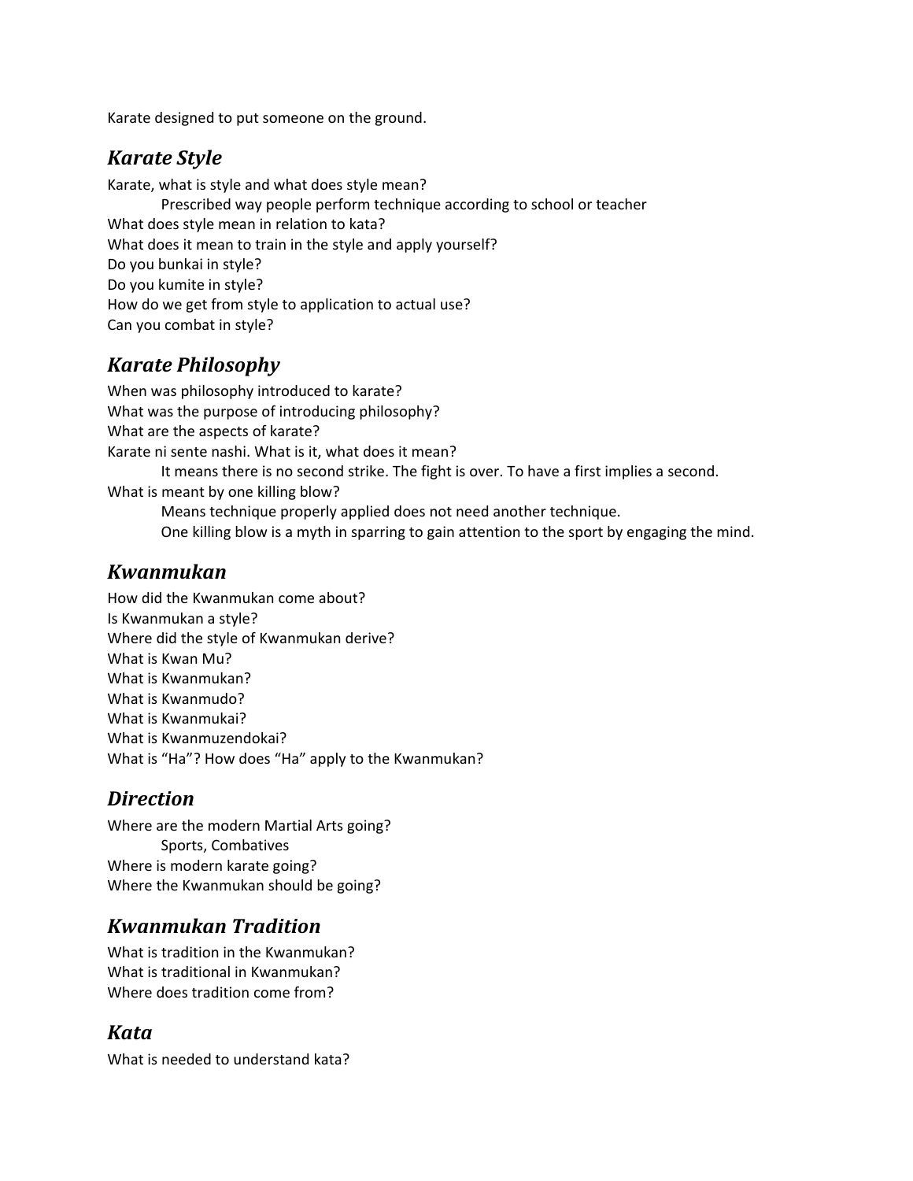Karate designed to put someone on the ground.

## *Karate Style*

Karate, what is style and what does style mean?

Prescribed way people perform technique according to school or teacher

What does style mean in relation to kata?

What does it mean to train in the style and apply yourself?

Do you bunkai in style?

Do you kumite in style?

How do we get from style to application to actual use?

Can you combat in style?

## *Karate Philosophy*

When was philosophy introduced to karate?

What was the purpose of introducing philosophy?

What are the aspects of karate?

Karate ni sente nashi. What is it, what does it mean?

It means there is no second strike. The fight is over. To have a first implies a second.

What is meant by one killing blow?

Means technique properly applied does not need another technique.

One killing blow is a myth in sparring to gain attention to the sport by engaging the mind.

## *Kwanmukan*

How did the Kwanmukan come about?

Is Kwanmukan a style?

Where did the style of Kwanmukan derive?

What is Kwan Mu?

What is Kwanmukan?

What is Kwanmudo?

What is Kwanmukai?

What is Kwanmuzendokai?

What is “Ha”? How does “Ha” apply to the Kwanmukan?

## *Direction*

Where are the modern Martial Arts going?

Sports, Combatives

Where is modern karate going?

Where the Kwanmukan should be going?

## *Kwanmukan Tradition*

What is tradition in the Kwanmukan?

What is traditional in Kwanmukan?

Where does tradition come from?

## *Kata*

What is needed to understand kata?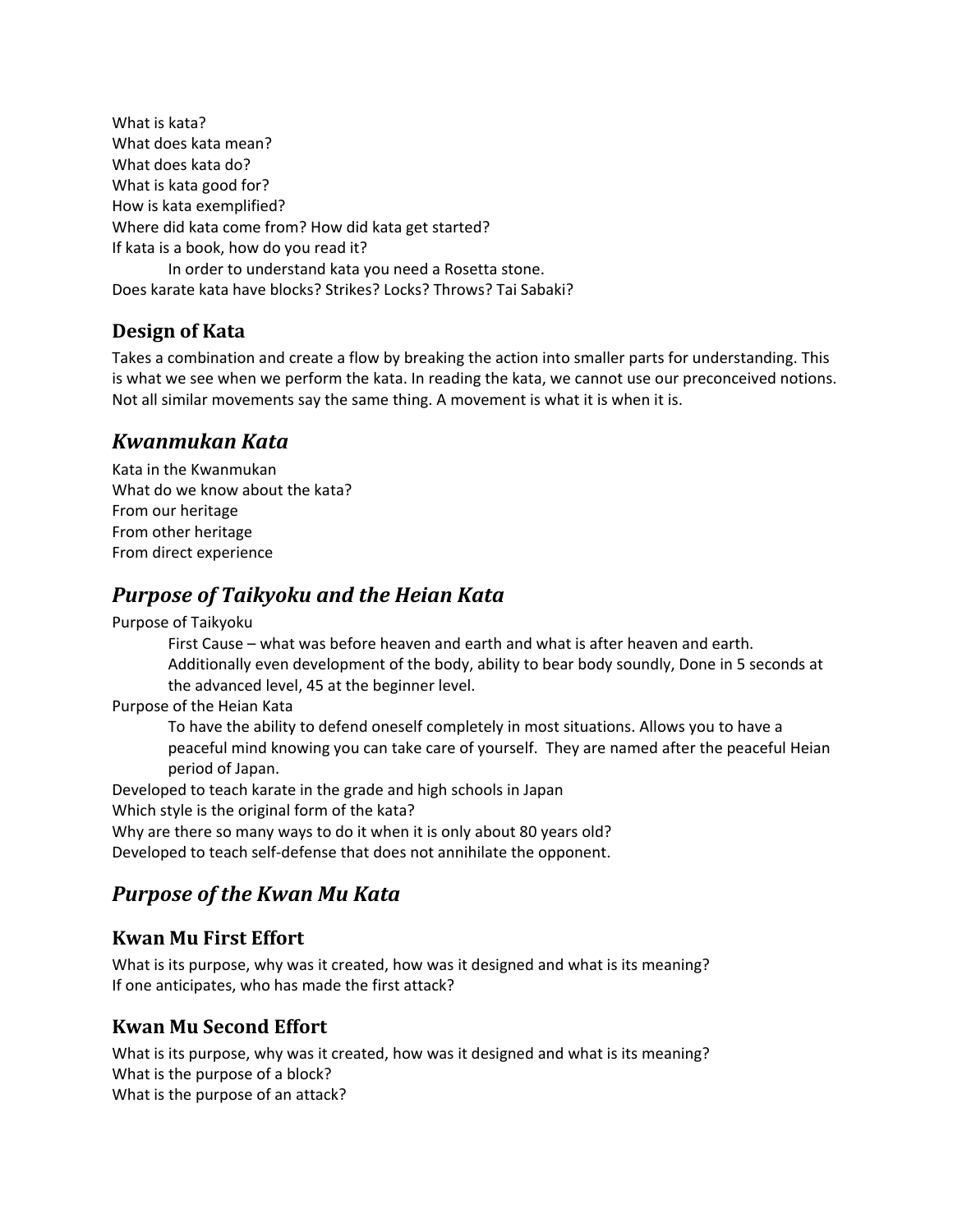What is kata?
What does kata mean?
What does kata do?
What is kata good for?
How is kata exemplified?
Where did kata come from? How did kata get started?
If kata is a book, how do you read it?

> In order to understand kata you need a Rosetta stone.

Does karate kata have blocks? Strikes? Locks? Throws? Tai Sabaki?

### Design of Kata

Takes a combination and create a flow by breaking the action into smaller parts for understanding. This is what we see when we perform the kata. In reading the kata, we cannot use our preconceived notions. Not all similar movements say the same thing. A movement is what it is when it is.

## *Kwanmukan Kata*

Kata in the Kwanmukan
What do we know about the kata?
From our heritage
From other heritage
From direct experience

## *Purpose of Taikyoku and the Heian Kata*

Purpose of Taikyoku

> First Cause – what was before heaven and earth and what is after heaven and earth. Additionally even development of the body, ability to bear body soundly, Done in 5 seconds at the advanced level, 45 at the beginner level.

Purpose of the Heian Kata

> To have the ability to defend oneself completely in most situations. Allows you to have a peaceful mind knowing you can take care of yourself. They are named after the peaceful Heian period of Japan.

Developed to teach karate in the grade and high schools in Japan
Which style is the original form of the kata?
Why are there so many ways to do it when it is only about 80 years old?
Developed to teach self-defense that does not annihilate the opponent.

## *Purpose of the Kwan Mu Kata*

### Kwan Mu First Effort

What is its purpose, why was it created, how was it designed and what is its meaning?
If one anticipates, who has made the first attack?

### Kwan Mu Second Effort

What is its purpose, why was it created, how was it designed and what is its meaning?
What is the purpose of a block?
What is the purpose of an attack?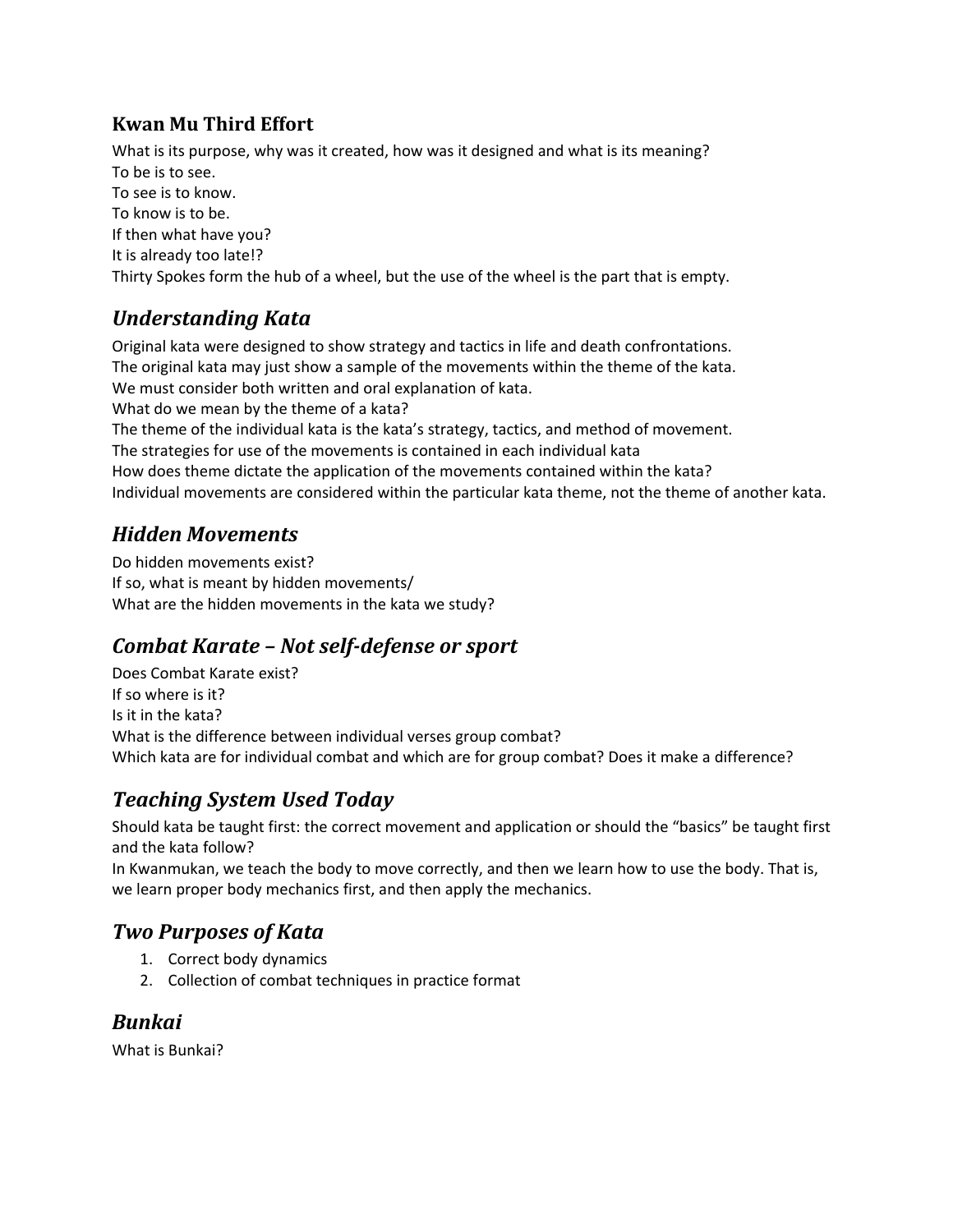### **Kwan Mu Third Effort**

What is its purpose, why was it created, how was it designed and what is its meaning?
To be is to see.
To see is to know.
To know is to be.
If then what have you?
It is already too late!?
Thirty Spokes form the hub of a wheel, but the use of the wheel is the part that is empty.

## *Understanding Kata*

Original kata were designed to show strategy and tactics in life and death confrontations.
The original kata may just show a sample of the movements within the theme of the kata.
We must consider both written and oral explanation of kata.
What do we mean by the theme of a kata?
The theme of the individual kata is the kata's strategy, tactics, and method of movement.
The strategies for use of the movements is contained in each individual kata
How does theme dictate the application of the movements contained within the kata?
Individual movements are considered within the particular kata theme, not the theme of another kata.

## *Hidden Movements*

Do hidden movements exist?
If so, what is meant by hidden movements/
What are the hidden movements in the kata we study?

## *Combat Karate – Not self-defense or sport*

Does Combat Karate exist?
If so where is it?
Is it in the kata?
What is the difference between individual verses group combat?
Which kata are for individual combat and which are for group combat? Does it make a difference?

## *Teaching System Used Today*

Should kata be taught first: the correct movement and application or should the "basics" be taught first and the kata follow?
In Kwanmukan, we teach the body to move correctly, and then we learn how to use the body. That is, we learn proper body mechanics first, and then apply the mechanics.

## *Two Purposes of Kata*

1. Correct body dynamics
2. Collection of combat techniques in practice format

## *Bunkai*

What is Bunkai?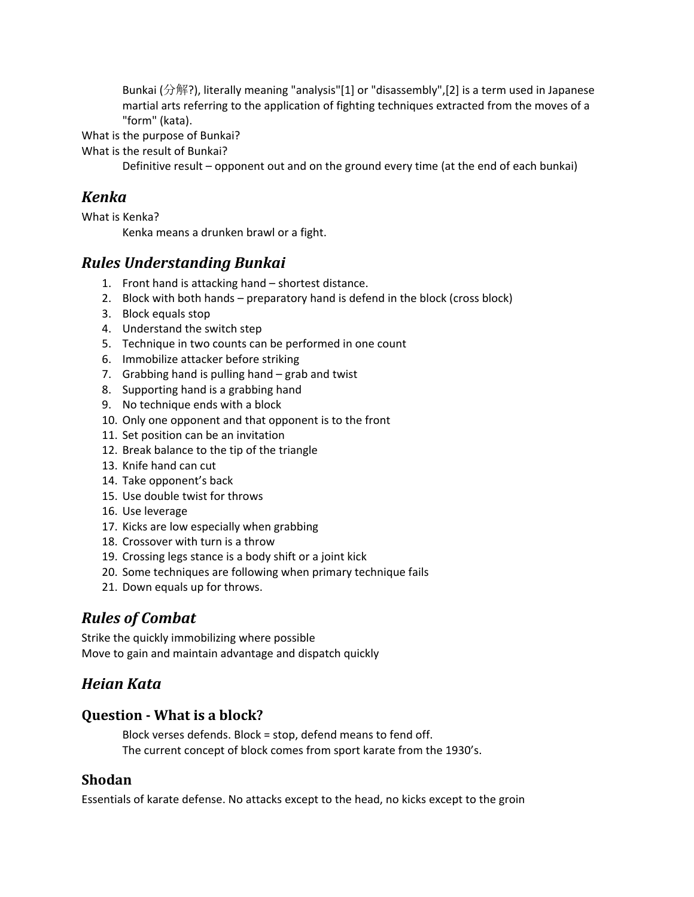Bunkai (分解?), literally meaning "analysis"[1] or "disassembly",[2] is a term used in Japanese martial arts referring to the application of fighting techniques extracted from the moves of a "form" (kata).

What is the purpose of Bunkai?

What is the result of Bunkai?

Definitive result – opponent out and on the ground every time (at the end of each bunkai)

## *Kenka*

What is Kenka?

Kenka means a drunken brawl or a fight.

## *Rules Understanding Bunkai*

1. Front hand is attacking hand – shortest distance.
2. Block with both hands – preparatory hand is defend in the block (cross block)
3. Block equals stop
4. Understand the switch step
5. Technique in two counts can be performed in one count
6. Immobilize attacker before striking
7. Grabbing hand is pulling hand – grab and twist
8. Supporting hand is a grabbing hand
9. No technique ends with a block
10. Only one opponent and that opponent is to the front
11. Set position can be an invitation
12. Break balance to the tip of the triangle
13. Knife hand can cut
14. Take opponent's back
15. Use double twist for throws
16. Use leverage
17. Kicks are low especially when grabbing
18. Crossover with turn is a throw
19. Crossing legs stance is a body shift or a joint kick
20. Some techniques are following when primary technique fails
21. Down equals up for throws.

## *Rules of Combat*

Strike the quickly immobilizing where possible

Move to gain and maintain advantage and dispatch quickly

## *Heian Kata*

### Question - What is a block?

Block verses defends. Block = stop, defend means to fend off.

The current concept of block comes from sport karate from the 1930's.

### Shodan

Essentials of karate defense. No attacks except to the head, no kicks except to the groin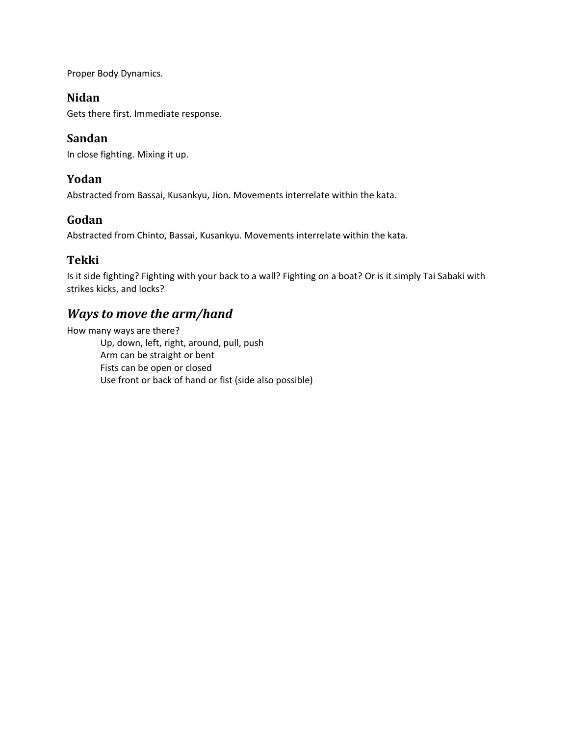Proper Body Dynamics.

### Nidan

Gets there first. Immediate response.

### Sandan

In close fighting. Mixing it up.

### Yodan

Abstracted from Bassai, Kusankyu, Jion. Movements interrelate within the kata.

### Godan

Abstracted from Chinto, Bassai, Kusankyu. Movements interrelate within the kata.

### Tekki

Is it side fighting? Fighting with your back to a wall? Fighting on a boat? Or is it simply Tai Sabaki with strikes kicks, and locks?

## *Ways to move the arm/hand*

How many ways are there?

- Up, down, left, right, around, pull, push
- Arm can be straight or bent
- Fists can be open or closed
- Use front or back of hand or fist (side also possible)